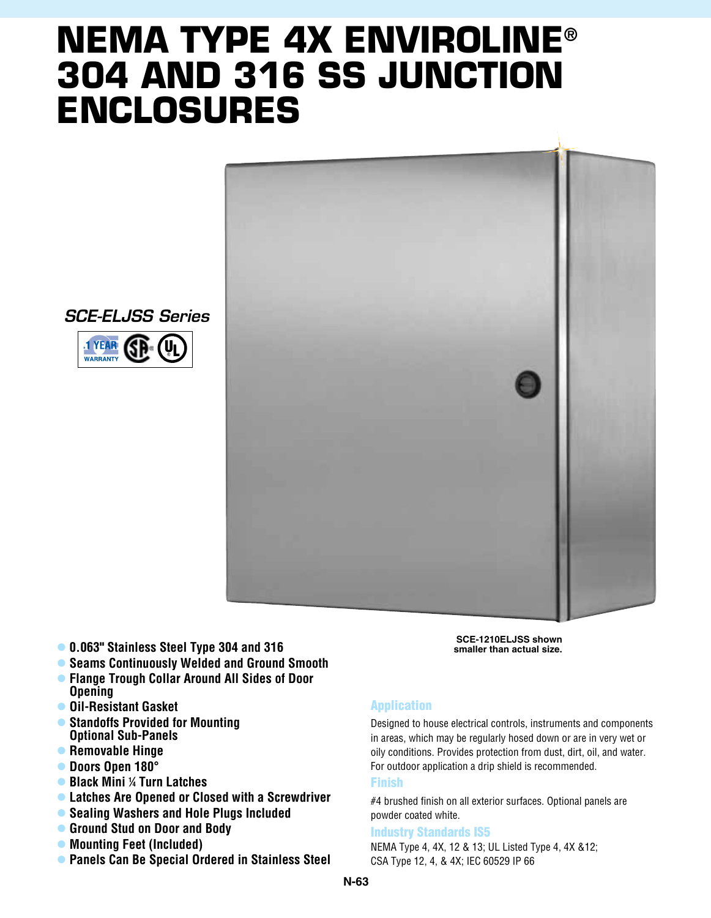# NEMA TYPE 4X ENVIROLINE® 304 AND 316 SS JUNCTION ENCLOSURES

*SCE-ELJSS Series*

1 YEAR WARRANTY

SCE-1210ELJSS shown smaller than actual size.

- **0.063" Stainless Steel Type 304 and 316**
- **Seams Continuously Welded and Ground Smooth**
- **Flange Trough Collar Around All Sides of Door Opening**
- **Oil-Resistant Gasket**
- **Standoffs Provided for Mounting Optional Sub-Panels**
- **Removable Hinge**
- **Doors Open 180°**
- **Black Mini ¼ Turn Latches**
- **Latches Are Opened or Closed with a Screwdriver**
- **Sealing Washers and Hole Plugs Included**
- **Ground Stud on Door and Body**
- **Mounting Feet (Included)**
- **Panels Can Be Special Ordered in Stainless Steel**

## Application

Designed to house electrical controls, instruments and components in areas, which may be regularly hosed down or are in very wet or oily conditions. Provides protection from dust, dirt, oil, and water. For outdoor application a drip shield is recommended.

## Finish

#4 brushed finish on all exterior surfaces. Optional panels are powder coated white.

## Industry Standards IS5

NEMA Type 4, 4X, 12 & 13; UL Listed Type 4, 4X &12; CSA Type 12, 4, & 4X; IEC 60529 IP 66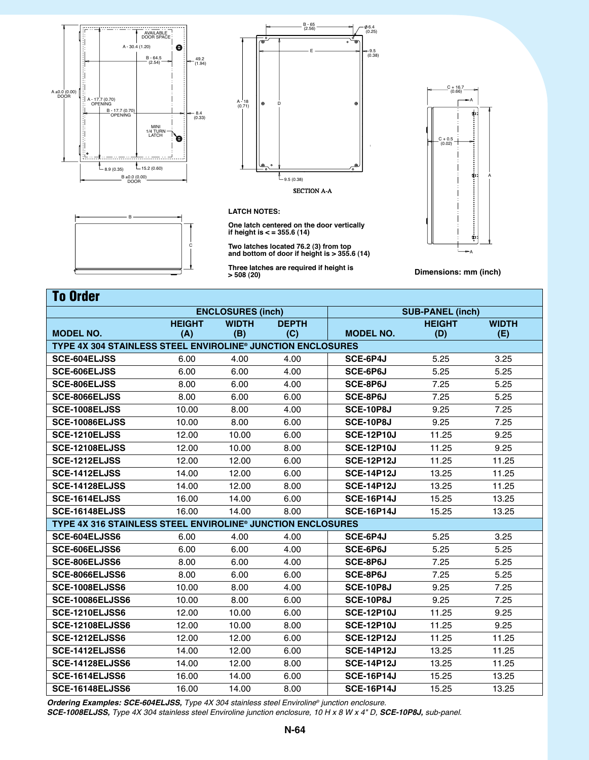LATCH NOTES:

One latch centered on the door vertically if height is < = 355.6 (14)

Two latches located 76.2 (3) from top and bottom of door if height is > 355.6 (14)

Three latches are required if height is > 508 (20)

Dimensions: mm (inch)

## To Order

| | ENCLOSURES (inch) | | | SUB-PANEL (inch) | | |
|---|---|---|---|---|---|---|
| MODEL NO. | HEIGHT (A) | WIDTH (B) | DEPTH (C) | MODEL NO. | HEIGHT (D) | WIDTH (E) |
| **TYPE 4X 304 STAINLESS STEEL ENVIROLINE® JUNCTION ENCLOSURES** | | | | | | |
| **SCE-604ELJSS** | 6.00 | 4.00 | 4.00 | **SCE-6P4J** | 5.25 | 3.25 |
| **SCE-606ELJSS** | 6.00 | 6.00 | 4.00 | **SCE-6P6J** | 5.25 | 5.25 |
| **SCE-806ELJSS** | 8.00 | 6.00 | 4.00 | **SCE-8P6J** | 7.25 | 5.25 |
| **SCE-8066ELJSS** | 8.00 | 6.00 | 6.00 | **SCE-8P6J** | 7.25 | 5.25 |
| **SCE-1008ELJSS** | 10.00 | 8.00 | 4.00 | **SCE-10P8J** | 9.25 | 7.25 |
| **SCE-10086ELJSS** | 10.00 | 8.00 | 6.00 | **SCE-10P8J** | 9.25 | 7.25 |
| **SCE-1210ELJSS** | 12.00 | 10.00 | 6.00 | **SCE-12P10J** | 11.25 | 9.25 |
| **SCE-12108ELJSS** | 12.00 | 10.00 | 8.00 | **SCE-12P10J** | 11.25 | 9.25 |
| **SCE-1212ELJSS** | 12.00 | 12.00 | 6.00 | **SCE-12P12J** | 11.25 | 11.25 |
| **SCE-1412ELJSS** | 14.00 | 12.00 | 6.00 | **SCE-14P12J** | 13.25 | 11.25 |
| **SCE-14128ELJSS** | 14.00 | 12.00 | 8.00 | **SCE-14P12J** | 13.25 | 11.25 |
| **SCE-1614ELJSS** | 16.00 | 14.00 | 6.00 | **SCE-16P14J** | 15.25 | 13.25 |
| **SCE-16148ELJSS** | 16.00 | 14.00 | 8.00 | **SCE-16P14J** | 15.25 | 13.25 |
| **TYPE 4X 316 STAINLESS STEEL ENVIROLINE® JUNCTION ENCLOSURES** | | | | | | |
| **SCE-604ELJSS6** | 6.00 | 4.00 | 4.00 | **SCE-6P4J** | 5.25 | 3.25 |
| **SCE-606ELJSS6** | 6.00 | 6.00 | 4.00 | **SCE-6P6J** | 5.25 | 5.25 |
| **SCE-806ELJSS6** | 8.00 | 6.00 | 4.00 | **SCE-8P6J** | 7.25 | 5.25 |
| **SCE-8066ELJSS6** | 8.00 | 6.00 | 6.00 | **SCE-8P6J** | 7.25 | 5.25 |
| **SCE-1008ELJSS6** | 10.00 | 8.00 | 4.00 | **SCE-10P8J** | 9.25 | 7.25 |
| **SCE-10086ELJSS6** | 10.00 | 8.00 | 6.00 | **SCE-10P8J** | 9.25 | 7.25 |
| **SCE-1210ELJSS6** | 12.00 | 10.00 | 6.00 | **SCE-12P10J** | 11.25 | 9.25 |
| **SCE-12108ELJSS6** | 12.00 | 10.00 | 8.00 | **SCE-12P10J** | 11.25 | 9.25 |
| **SCE-1212ELJSS6** | 12.00 | 12.00 | 6.00 | **SCE-12P12J** | 11.25 | 11.25 |
| **SCE-1412ELJSS6** | 14.00 | 12.00 | 6.00 | **SCE-14P12J** | 13.25 | 11.25 |
| **SCE-14128ELJSS6** | 14.00 | 12.00 | 8.00 | **SCE-14P12J** | 13.25 | 11.25 |
| **SCE-1614ELJSS6** | 16.00 | 14.00 | 6.00 | **SCE-16P14J** | 15.25 | 13.25 |
| **SCE-16148ELJSS6** | 16.00 | 14.00 | 8.00 | **SCE-16P14J** | 15.25 | 13.25 |

***Ordering Examples: SCE-604ELJSS,*** *Type 4X 304 stainless steel Enviroline® junction enclosure.*
***SCE-1008ELJSS,*** *Type 4X 304 stainless steel Enviroline junction enclosure, 10 H x 8 W x 4" D,* ***SCE-10P8J,*** *sub-panel.*